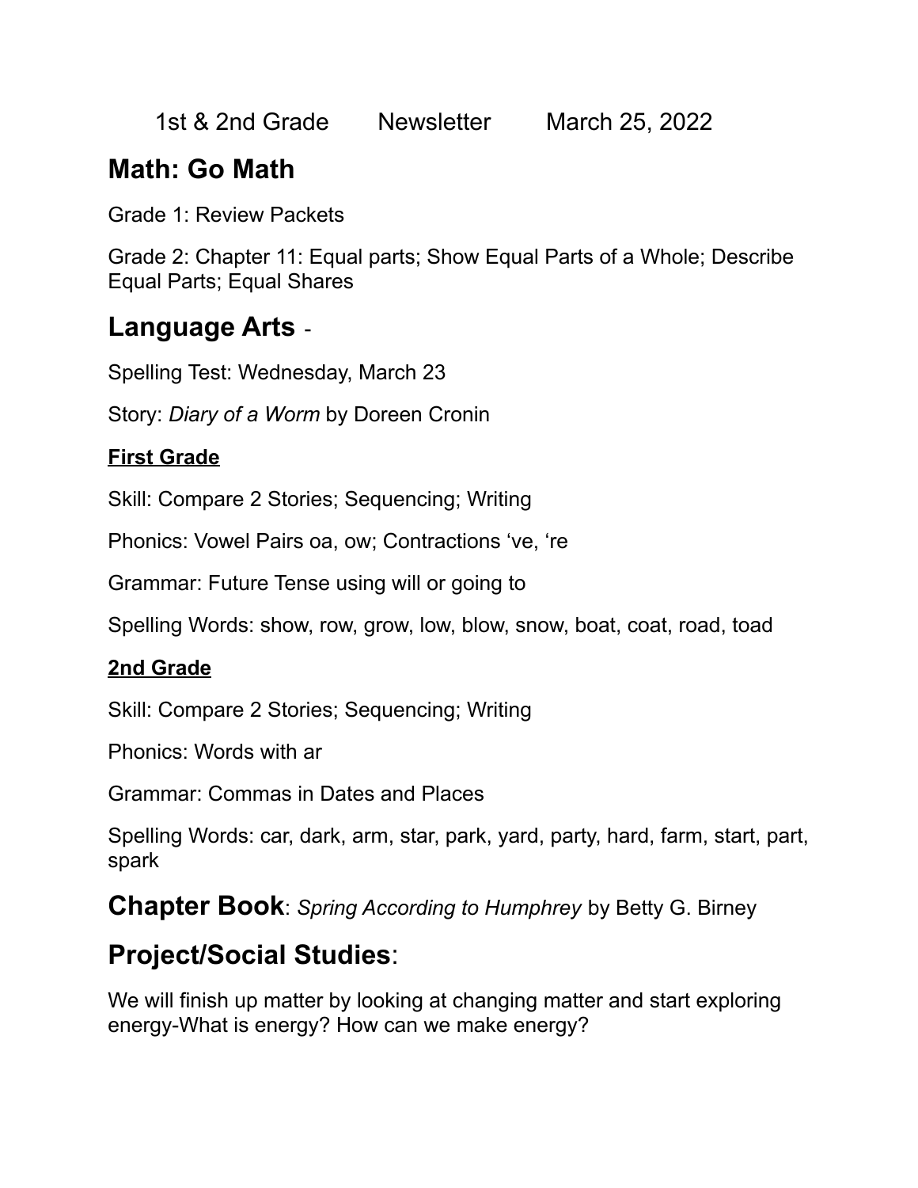1st & 2nd Grade Newsletter March 25, 2022

## Math: Go Math

Grade 1: Review Packets

Grade 2: Chapter 11: Equal parts; Show Equal Parts of a Whole; Describe Equal Parts; Equal Shares

## Language Arts -

Spelling Test: Wednesday, March 23

Story: *Diary of a Worm* by Doreen Cronin

### **First Grade**

Skill: Compare 2 Stories; Sequencing; Writing

Phonics: Vowel Pairs oa, ow; Contractions ‘ve, ‘re

Grammar: Future Tense using will or going to

Spelling Words: show, row, grow, low, blow, snow, boat, coat, road, toad

### **2nd Grade**

Skill: Compare 2 Stories; Sequencing; Writing

Phonics: Words with ar

Grammar: Commas in Dates and Places

Spelling Words: car, dark, arm, star, park, yard, party, hard, farm, start, part, spark

## Chapter Book: *Spring According to Humphrey* by Betty G. Birney

## Project/Social Studies:

We will finish up matter by looking at changing matter and start exploring energy-What is energy? How can we make energy?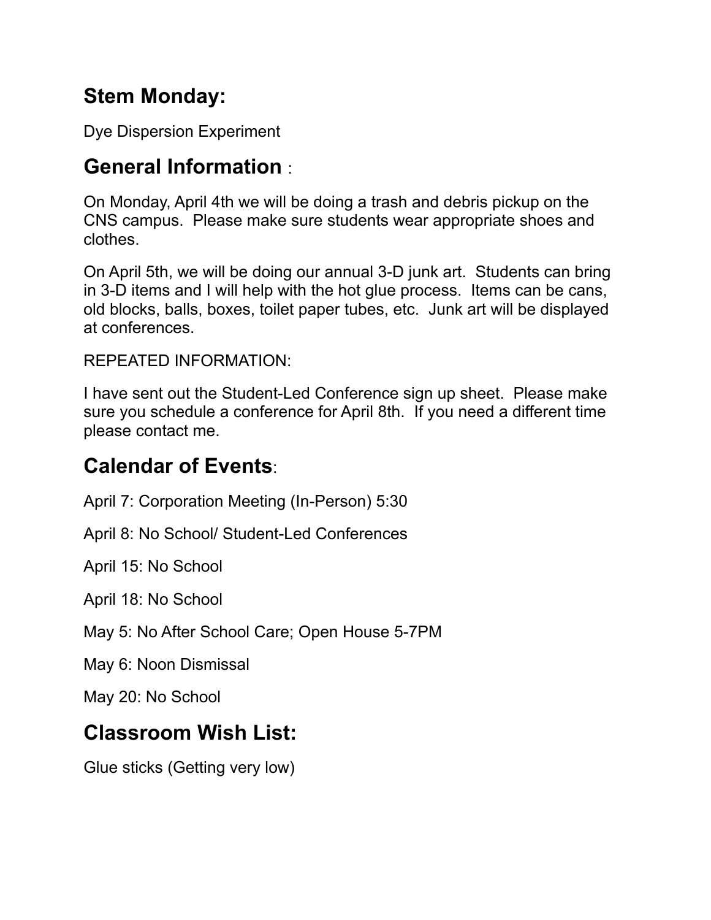## Stem Monday:

Dye Dispersion Experiment

## General Information :

On Monday, April 4th we will be doing a trash and debris pickup on the CNS campus. Please make sure students wear appropriate shoes and clothes.

On April 5th, we will be doing our annual 3-D junk art. Students can bring in 3-D items and I will help with the hot glue process. Items can be cans, old blocks, balls, boxes, toilet paper tubes, etc. Junk art will be displayed at conferences.

REPEATED INFORMATION:

I have sent out the Student-Led Conference sign up sheet. Please make sure you schedule a conference for April 8th. If you need a different time please contact me.

## Calendar of Events:

April 7: Corporation Meeting (In-Person) 5:30

April 8: No School/ Student-Led Conferences

April 15: No School

April 18: No School

May 5: No After School Care; Open House 5-7PM

May 6: Noon Dismissal

May 20: No School

## Classroom Wish List:

Glue sticks (Getting very low)